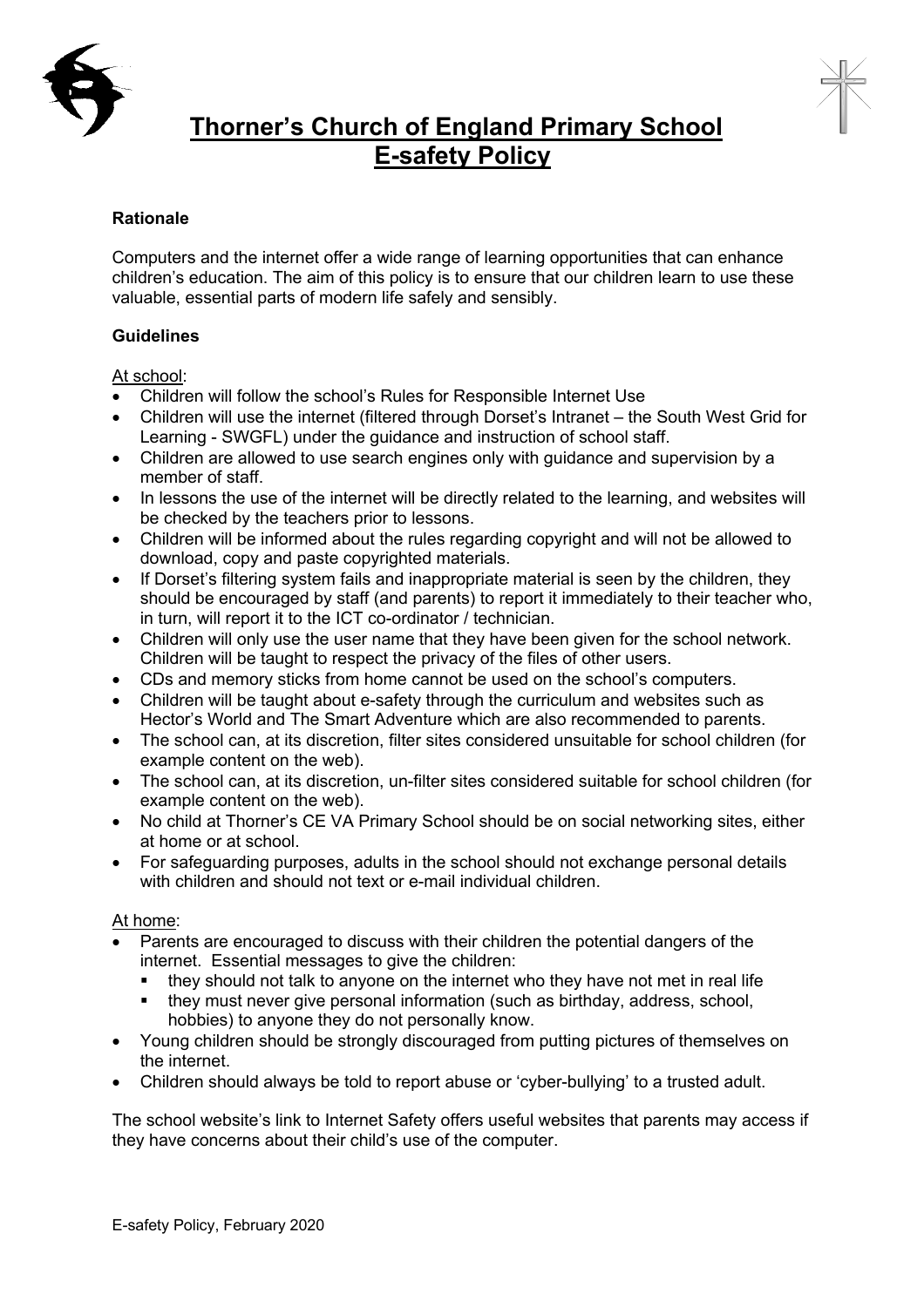# Thorner's Church of England Primary School
# E-safety Policy

**Rationale**

Computers and the internet offer a wide range of learning opportunities that can enhance children's education. The aim of this policy is to ensure that our children learn to use these valuable, essential parts of modern life safely and sensibly.

**Guidelines**

At school:

- Children will follow the school's Rules for Responsible Internet Use
- Children will use the internet (filtered through Dorset's Intranet – the South West Grid for Learning - SWGFL) under the guidance and instruction of school staff.
- Children are allowed to use search engines only with guidance and supervision by a member of staff.
- In lessons the use of the internet will be directly related to the learning, and websites will be checked by the teachers prior to lessons.
- Children will be informed about the rules regarding copyright and will not be allowed to download, copy and paste copyrighted materials.
- If Dorset's filtering system fails and inappropriate material is seen by the children, they should be encouraged by staff (and parents) to report it immediately to their teacher who, in turn, will report it to the ICT co-ordinator / technician.
- Children will only use the user name that they have been given for the school network. Children will be taught to respect the privacy of the files of other users.
- CDs and memory sticks from home cannot be used on the school's computers.
- Children will be taught about e-safety through the curriculum and websites such as Hector's World and The Smart Adventure which are also recommended to parents.
- The school can, at its discretion, filter sites considered unsuitable for school children (for example content on the web).
- The school can, at its discretion, un-filter sites considered suitable for school children (for example content on the web).
- No child at Thorner's CE VA Primary School should be on social networking sites, either at home or at school.
- For safeguarding purposes, adults in the school should not exchange personal details with children and should not text or e-mail individual children.

At home:

- Parents are encouraged to discuss with their children the potential dangers of the internet. Essential messages to give the children:
  - they should not talk to anyone on the internet who they have not met in real life
  - they must never give personal information (such as birthday, address, school, hobbies) to anyone they do not personally know.
- Young children should be strongly discouraged from putting pictures of themselves on the internet.
- Children should always be told to report abuse or 'cyber-bullying' to a trusted adult.

The school website's link to Internet Safety offers useful websites that parents may access if they have concerns about their child's use of the computer.

E-safety Policy, February 2020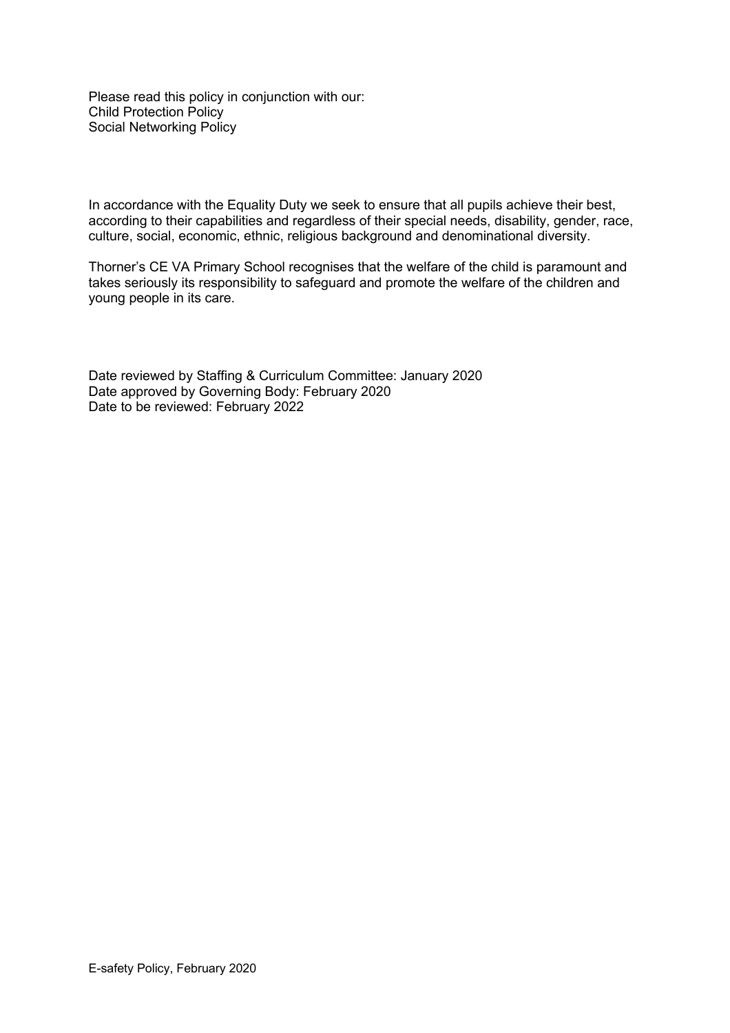Please read this policy in conjunction with our:
Child Protection Policy
Social Networking Policy

In accordance with the Equality Duty we seek to ensure that all pupils achieve their best, according to their capabilities and regardless of their special needs, disability, gender, race, culture, social, economic, ethnic, religious background and denominational diversity.

Thorner's CE VA Primary School recognises that the welfare of the child is paramount and takes seriously its responsibility to safeguard and promote the welfare of the children and young people in its care.

Date reviewed by Staffing & Curriculum Committee: January 2020
Date approved by Governing Body: February 2020
Date to be reviewed: February 2022